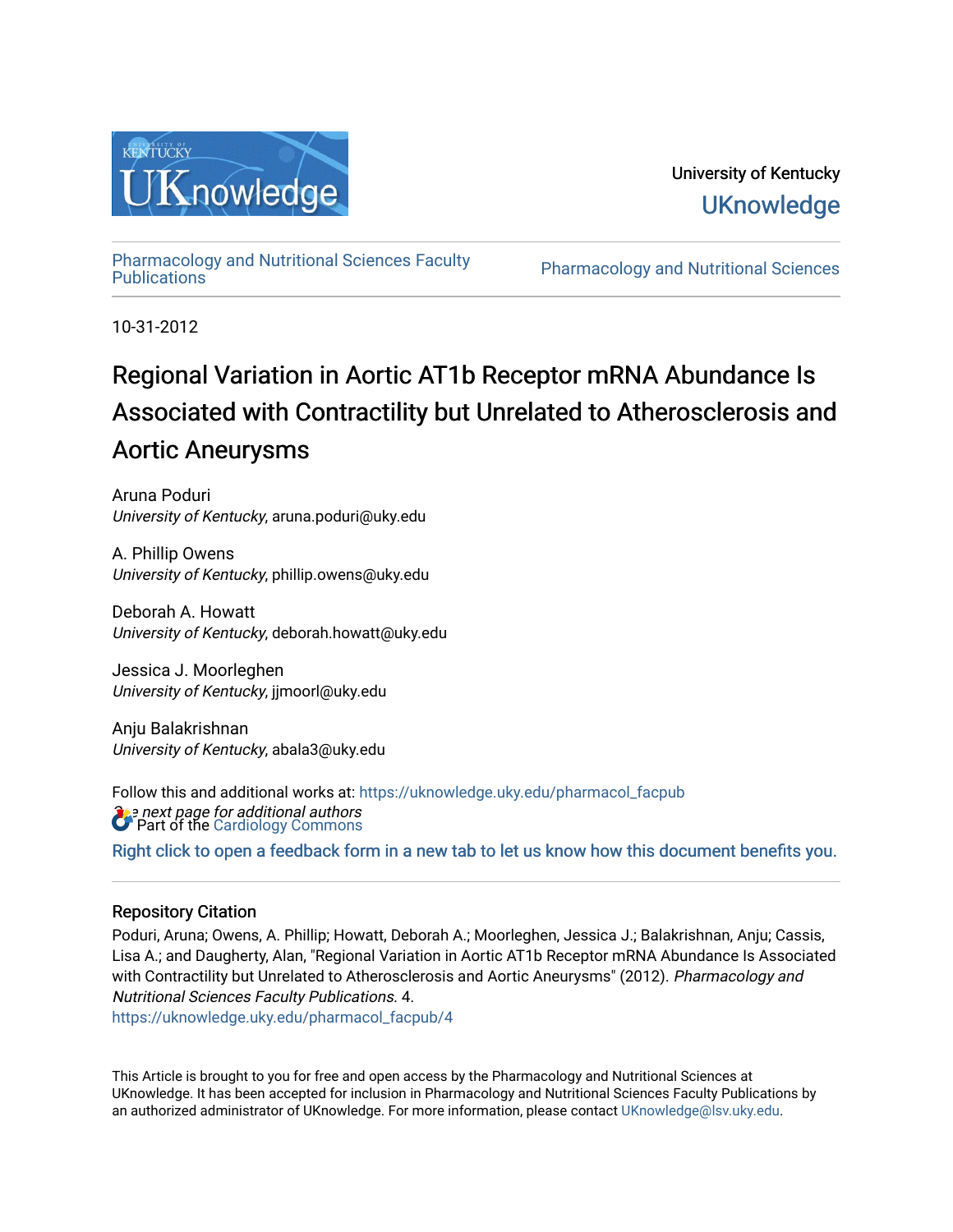University of Kentucky

UKnowledge

Pharmacology and Nutritional Sciences Faculty Publications

Pharmacology and Nutritional Sciences

10-31-2012

# Regional Variation in Aortic AT1b Receptor mRNA Abundance Is Associated with Contractility but Unrelated to Atherosclerosis and Aortic Aneurysms

Aruna Poduri
*University of Kentucky*, aruna.poduri@uky.edu

A. Phillip Owens
*University of Kentucky*, phillip.owens@uky.edu

Deborah A. Howatt
*University of Kentucky*, deborah.howatt@uky.edu

Jessica J. Moorleghen
*University of Kentucky*, jjmoorl@uky.edu

Anju Balakrishnan
*University of Kentucky*, abala3@uky.edu

*See next page for additional authors*

Follow this and additional works at: https://uknowledge.uky.edu/pharmacol_facpub

Part of the Cardiology Commons

Right click to open a feedback form in a new tab to let us know how this document benefits you.

## Repository Citation

Poduri, Aruna; Owens, A. Phillip; Howatt, Deborah A.; Moorleghen, Jessica J.; Balakrishnan, Anju; Cassis, Lisa A.; and Daugherty, Alan, "Regional Variation in Aortic AT1b Receptor mRNA Abundance Is Associated with Contractility but Unrelated to Atherosclerosis and Aortic Aneurysms" (2012). *Pharmacology and Nutritional Sciences Faculty Publications*. 4.
https://uknowledge.uky.edu/pharmacol_facpub/4

This Article is brought to you for free and open access by the Pharmacology and Nutritional Sciences at UKnowledge. It has been accepted for inclusion in Pharmacology and Nutritional Sciences Faculty Publications by an authorized administrator of UKnowledge. For more information, please contact UKnowledge@lsv.uky.edu.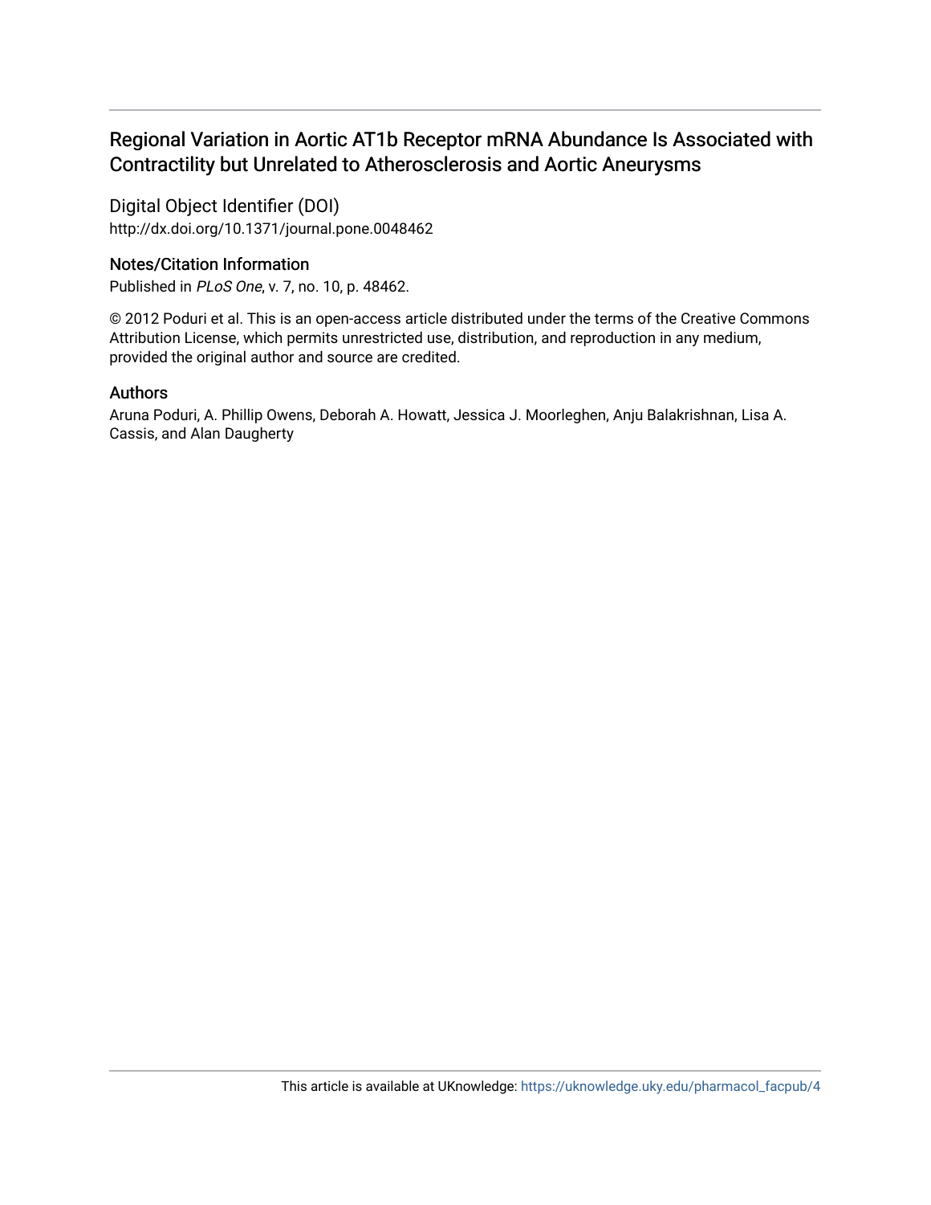# Regional Variation in Aortic AT1b Receptor mRNA Abundance Is Associated with Contractility but Unrelated to Atherosclerosis and Aortic Aneurysms

## Digital Object Identifier (DOI)

http://dx.doi.org/10.1371/journal.pone.0048462

## Notes/Citation Information

Published in *PLoS One*, v. 7, no. 10, p. 48462.

© 2012 Poduri et al. This is an open-access article distributed under the terms of the Creative Commons Attribution License, which permits unrestricted use, distribution, and reproduction in any medium, provided the original author and source are credited.

## Authors

Aruna Poduri, A. Phillip Owens, Deborah A. Howatt, Jessica J. Moorleghen, Anju Balakrishnan, Lisa A. Cassis, and Alan Daugherty

This article is available at UKnowledge: https://uknowledge.uky.edu/pharmacol_facpub/4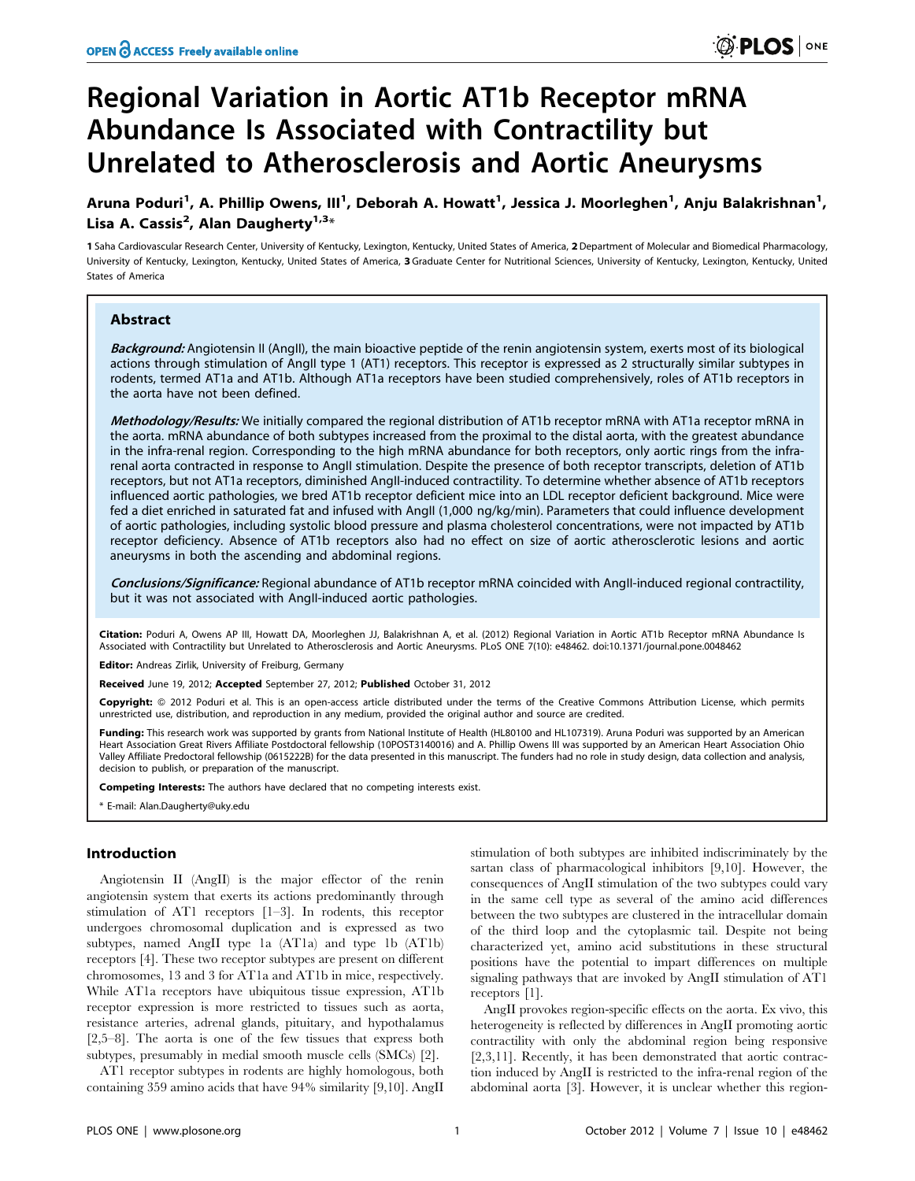# Regional Variation in Aortic AT1b Receptor mRNA Abundance Is Associated with Contractility but Unrelated to Atherosclerosis and Aortic Aneurysms

**Aruna Poduri[1], A. Phillip Owens, III[1], Deborah A. Howatt[1], Jessica J. Moorleghen[1], Anju Balakrishnan[1], Lisa A. Cassis[2], Alan Daugherty[1,3]***

**1** Saha Cardiovascular Research Center, University of Kentucky, Lexington, Kentucky, United States of America, **2** Department of Molecular and Biomedical Pharmacology, University of Kentucky, Lexington, Kentucky, United States of America, **3** Graduate Center for Nutritional Sciences, University of Kentucky, Lexington, Kentucky, United States of America

## Abstract

***Background:*** Angiotensin II (AngII), the main bioactive peptide of the renin angiotensin system, exerts most of its biological actions through stimulation of AngII type 1 (AT1) receptors. This receptor is expressed as 2 structurally similar subtypes in rodents, termed AT1a and AT1b. Although AT1a receptors have been studied comprehensively, roles of AT1b receptors in the aorta have not been defined.

***Methodology/Results:*** We initially compared the regional distribution of AT1b receptor mRNA with AT1a receptor mRNA in the aorta. mRNA abundance of both subtypes increased from the proximal to the distal aorta, with the greatest abundance in the infra-renal region. Corresponding to the high mRNA abundance for both receptors, only aortic rings from the infra-renal aorta contracted in response to AngII stimulation. Despite the presence of both receptor transcripts, deletion of AT1b receptors, but not AT1a receptors, diminished AngII-induced contractility. To determine whether absence of AT1b receptors influenced aortic pathologies, we bred AT1b receptor deficient mice into an LDL receptor deficient background. Mice were fed a diet enriched in saturated fat and infused with AngII (1,000 ng/kg/min). Parameters that could influence development of aortic pathologies, including systolic blood pressure and plasma cholesterol concentrations, were not impacted by AT1b receptor deficiency. Absence of AT1b receptors also had no effect on size of aortic atherosclerotic lesions and aortic aneurysms in both the ascending and abdominal regions.

***Conclusions/Significance:*** Regional abundance of AT1b receptor mRNA coincided with AngII-induced regional contractility, but it was not associated with AngII-induced aortic pathologies.

**Citation:** Poduri A, Owens AP III, Howatt DA, Moorleghen JJ, Balakrishnan A, et al. (2012) Regional Variation in Aortic AT1b Receptor mRNA Abundance Is Associated with Contractility but Unrelated to Atherosclerosis and Aortic Aneurysms. PLoS ONE 7(10): e48462. doi:10.1371/journal.pone.0048462

**Editor:** Andreas Zirlik, University of Freiburg, Germany

**Received** June 19, 2012; **Accepted** September 27, 2012; **Published** October 31, 2012

**Copyright:** © 2012 Poduri et al. This is an open-access article distributed under the terms of the Creative Commons Attribution License, which permits unrestricted use, distribution, and reproduction in any medium, provided the original author and source are credited.

**Funding:** This research work was supported by grants from National Institute of Health (HL80100 and HL107319). Aruna Poduri was supported by an American Heart Association Great Rivers Affiliate Postdoctoral fellowship (10POST3140016) and A. Phillip Owens III was supported by an American Heart Association Ohio Valley Affiliate Predoctoral fellowship (0615222B) for the data presented in this manuscript. The funders had no role in study design, data collection and analysis, decision to publish, or preparation of the manuscript.

**Competing Interests:** The authors have declared that no competing interests exist.

\* E-mail: Alan.Daugherty@uky.edu

## Introduction

Angiotensin II (AngII) is the major effector of the renin angiotensin system that exerts its actions predominantly through stimulation of AT1 receptors [1–3]. In rodents, this receptor undergoes chromosomal duplication and is expressed as two subtypes, named AngII type 1a (AT1a) and type 1b (AT1b) receptors [4]. These two receptor subtypes are present on different chromosomes, 13 and 3 for AT1a and AT1b in mice, respectively. While AT1a receptors have ubiquitous tissue expression, AT1b receptor expression is more restricted to tissues such as aorta, resistance arteries, adrenal glands, pituitary, and hypothalamus [2,5–8]. The aorta is one of the few tissues that express both subtypes, presumably in medial smooth muscle cells (SMCs) [2].

AT1 receptor subtypes in rodents are highly homologous, both containing 359 amino acids that have 94% similarity [9,10]. AngII stimulation of both subtypes are inhibited indiscriminately by the sartan class of pharmacological inhibitors [9,10]. However, the consequences of AngII stimulation of the two subtypes could vary in the same cell type as several of the amino acid differences between the two subtypes are clustered in the intracellular domain of the third loop and the cytoplasmic tail. Despite not being characterized yet, amino acid substitutions in these structural positions have the potential to impart differences on multiple signaling pathways that are invoked by AngII stimulation of AT1 receptors [1].

AngII provokes region-specific effects on the aorta. Ex vivo, this heterogeneity is reflected by differences in AngII promoting aortic contractility with only the abdominal region being responsive [2,3,11]. Recently, it has been demonstrated that aortic contraction induced by AngII is restricted to the infra-renal region of the abdominal aorta [3]. However, it is unclear whether this region-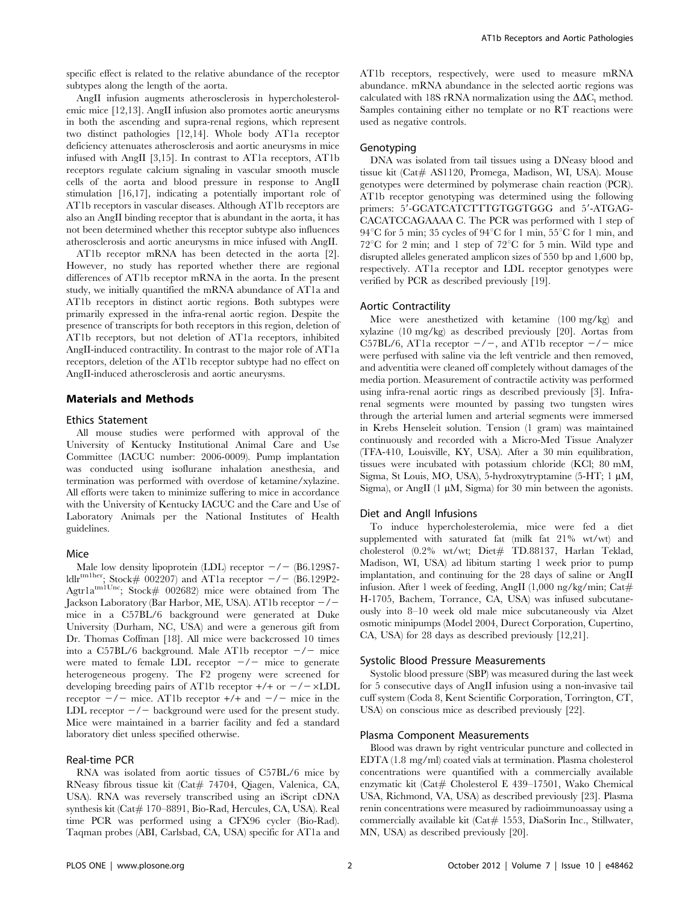specific effect is related to the relative abundance of the receptor subtypes along the length of the aorta.

AngII infusion augments atherosclerosis in hypercholesterolemic mice [12,13]. AngII infusion also promotes aortic aneurysms in both the ascending and supra-renal regions, which represent two distinct pathologies [12,14]. Whole body AT1a receptor deficiency attenuates atherosclerosis and aortic aneurysms in mice infused with AngII [3,15]. In contrast to AT1a receptors, AT1b receptors regulate calcium signaling in vascular smooth muscle cells of the aorta and blood pressure in response to AngII stimulation [16,17], indicating a potentially important role of AT1b receptors in vascular diseases. Although AT1b receptors are also an AngII binding receptor that is abundant in the aorta, it has not been determined whether this receptor subtype also influences atherosclerosis and aortic aneurysms in mice infused with AngII.

AT1b receptor mRNA has been detected in the aorta [2]. However, no study has reported whether there are regional differences of AT1b receptor mRNA in the aorta. In the present study, we initially quantified the mRNA abundance of AT1a and AT1b receptors in distinct aortic regions. Both subtypes were primarily expressed in the infra-renal aortic region. Despite the presence of transcripts for both receptors in this region, deletion of AT1b receptors, but not deletion of AT1a receptors, inhibited AngII-induced contractility. In contrast to the major role of AT1a receptors, deletion of the AT1b receptor subtype had no effect on AngII-induced atherosclerosis and aortic aneurysms.

## Materials and Methods

### Ethics Statement

All mouse studies were performed with approval of the University of Kentucky Institutional Animal Care and Use Committee (IACUC number: 2006-0009). Pump implantation was conducted using isoflurane inhalation anesthesia, and termination was performed with overdose of ketamine/xylazine. All efforts were taken to minimize suffering to mice in accordance with the University of Kentucky IACUC and the Care and Use of Laboratory Animals per the National Institutes of Health guidelines.

### Mice

Male low density lipoprotein (LDL) receptor −/− (B6.129S7-ldlr$^{tm1her}$; Stock# 002207) and AT1a receptor −/− (B6.129P2-Agtr1a$^{tm1Unc}$; Stock# 002682) mice were obtained from The Jackson Laboratory (Bar Harbor, ME, USA). AT1b receptor −/− mice in a C57BL/6 background were generated at Duke University (Durham, NC, USA) and were a generous gift from Dr. Thomas Coffman [18]. All mice were backcrossed 10 times into a C57BL/6 background. Male AT1b receptor −/− mice were mated to female LDL receptor −/− mice to generate heterogeneous progeny. The F2 progeny were screened for developing breeding pairs of AT1b receptor +/+ or −/− ×LDL receptor −/− mice. AT1b receptor +/+ and −/− mice in the LDL receptor −/− background were used for the present study. Mice were maintained in a barrier facility and fed a standard laboratory diet unless specified otherwise.

### Real-time PCR

RNA was isolated from aortic tissues of C57BL/6 mice by RNeasy fibrous tissue kit (Cat# 74704, Qiagen, Valenica, CA, USA). RNA was reversely transcribed using an iScript cDNA synthesis kit (Cat# 170–8891, Bio-Rad, Hercules, CA, USA). Real time PCR was performed using a CFX96 cycler (Bio-Rad). Taqman probes (ABI, Carlsbad, CA, USA) specific for AT1a and AT1b receptors, respectively, were used to measure mRNA abundance. mRNA abundance in the selected aortic regions was calculated with 18S rRNA normalization using the $\Delta\Delta C_t$ method. Samples containing either no template or no RT reactions were used as negative controls.

### Genotyping

DNA was isolated from tail tissues using a DNeasy blood and tissue kit (Cat# AS1120, Promega, Madison, WI, USA). Mouse genotypes were determined by polymerase chain reaction (PCR). AT1b receptor genotyping was determined using the following primers: 5′-GCATCATCTTTGTGGTGGG and 5′-ATGAG-CACATCCAGAAAA C. The PCR was performed with 1 step of 94°C for 5 min; 35 cycles of 94°C for 1 min, 55°C for 1 min, and 72°C for 2 min; and 1 step of 72°C for 5 min. Wild type and disrupted alleles generated amplicon sizes of 550 bp and 1,600 bp, respectively. AT1a receptor and LDL receptor genotypes were verified by PCR as described previously [19].

### Aortic Contractility

Mice were anesthetized with ketamine (100 mg/kg) and xylazine (10 mg/kg) as described previously [20]. Aortas from C57BL/6, AT1a receptor −/−, and AT1b receptor −/− mice were perfused with saline via the left ventricle and then removed, and adventitia were cleaned off completely without damages of the media portion. Measurement of contractile activity was performed using infra-renal aortic rings as described previously [3]. Infra-renal segments were mounted by passing two tungsten wires through the arterial lumen and arterial segments were immersed in Krebs Henseleit solution. Tension (1 gram) was maintained continuously and recorded with a Micro-Med Tissue Analyzer (TFA-410, Louisville, KY, USA). After a 30 min equilibration, tissues were incubated with potassium chloride (KCl; 80 mM, Sigma, St Louis, MO, USA), 5-hydroxytryptamine (5-HT; 1 μM, Sigma), or AngII (1 μM, Sigma) for 30 min between the agonists.

### Diet and AngII Infusions

To induce hypercholesterolemia, mice were fed a diet supplemented with saturated fat (milk fat 21% wt/wt) and cholesterol (0.2% wt/wt; Diet# TD.88137, Harlan Teklad, Madison, WI, USA) ad libitum starting 1 week prior to pump implantation, and continuing for the 28 days of saline or AngII infusion. After 1 week of feeding, AngII (1,000 ng/kg/min; Cat# H-1705, Bachem, Torrance, CA, USA) was infused subcutaneously into 8–10 week old male mice subcutaneously via Alzet osmotic minipumps (Model 2004, Durect Corporation, Cupertino, CA, USA) for 28 days as described previously [12,21].

### Systolic Blood Pressure Measurements

Systolic blood pressure (SBP) was measured during the last week for 5 consecutive days of AngII infusion using a non-invasive tail cuff system (Coda 8, Kent Scientific Corporation, Torrington, CT, USA) on conscious mice as described previously [22].

### Plasma Component Measurements

Blood was drawn by right ventricular puncture and collected in EDTA (1.8 mg/ml) coated vials at termination. Plasma cholesterol concentrations were quantified with a commercially available enzymatic kit (Cat# Cholesterol E 439–17501, Wako Chemical USA, Richmond, VA, USA) as described previously [23]. Plasma renin concentrations were measured by radioimmunoassay using a commercially available kit (Cat# 1553, DiaSorin Inc., Stillwater, MN, USA) as described previously [20].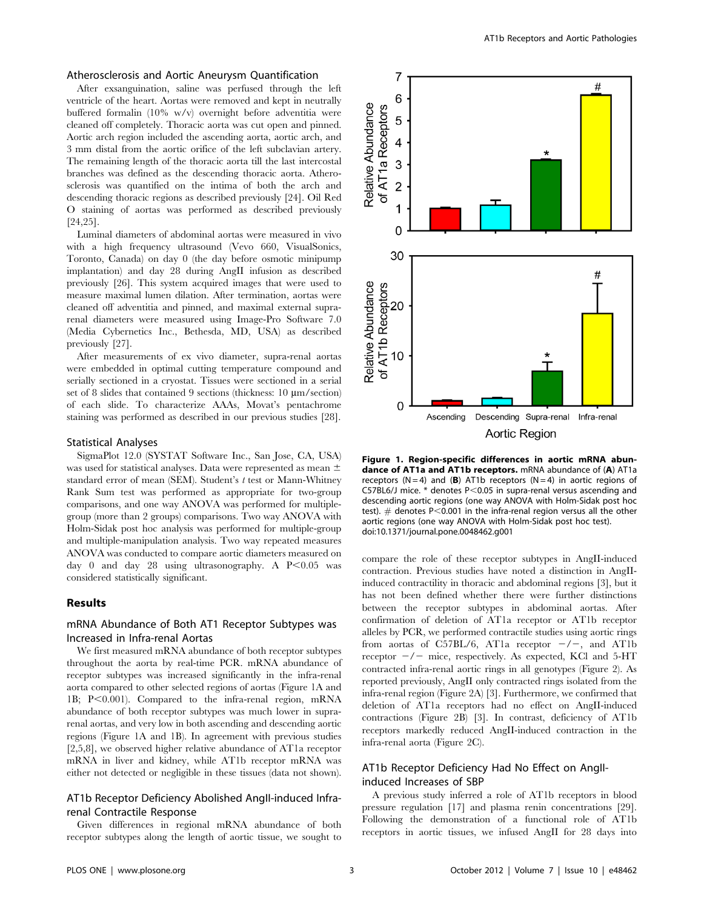### Atherosclerosis and Aortic Aneurysm Quantification

After exsanguination, saline was perfused through the left ventricle of the heart. Aortas were removed and kept in neutrally buffered formalin (10% w/v) overnight before adventitia were cleaned off completely. Thoracic aorta was cut open and pinned. Aortic arch region included the ascending aorta, aortic arch, and 3 mm distal from the aortic orifice of the left subclavian artery. The remaining length of the thoracic aorta till the last intercostal branches was defined as the descending thoracic aorta. Atherosclerosis was quantified on the intima of both the arch and descending thoracic regions as described previously [24]. Oil Red O staining of aortas was performed as described previously [24,25].

Luminal diameters of abdominal aortas were measured in vivo with a high frequency ultrasound (Vevo 660, VisualSonics, Toronto, Canada) on day 0 (the day before osmotic minipump implantation) and day 28 during AngII infusion as described previously [26]. This system acquired images that were used to measure maximal lumen dilation. After termination, aortas were cleaned off adventitia and pinned, and maximal external supra-renal diameters were measured using Image-Pro Software 7.0 (Media Cybernetics Inc., Bethesda, MD, USA) as described previously [27].

After measurements of ex vivo diameter, supra-renal aortas were embedded in optimal cutting temperature compound and serially sectioned in a cryostat. Tissues were sectioned in a serial set of 8 slides that contained 9 sections (thickness: 10 µm/section) of each slide. To characterize AAAs, Movat's pentachrome staining was performed as described in our previous studies [28].

### Statistical Analyses

SigmaPlot 12.0 (SYSTAT Software Inc., San Jose, CA, USA) was used for statistical analyses. Data were represented as mean ± standard error of mean (SEM). Student's *t* test or Mann-Whitney Rank Sum test was performed as appropriate for two-group comparisons, and one way ANOVA was performed for multiple-group (more than 2 groups) comparisons. Two way ANOVA with Holm-Sidak post hoc analysis was performed for multiple-group and multiple-manipulation analysis. Two way repeated measures ANOVA was conducted to compare aortic diameters measured on day 0 and day 28 using ultrasonography. A $P<0.05$ was considered statistically significant.

## Results

### mRNA Abundance of Both AT1 Receptor Subtypes was Increased in Infra-renal Aortas

We first measured mRNA abundance of both receptor subtypes throughout the aorta by real-time PCR. mRNA abundance of receptor subtypes was increased significantly in the infra-renal aorta compared to other selected regions of aortas (Figure 1A and 1B; $P<0.001$). Compared to the infra-renal region, mRNA abundance of both receptor subtypes was much lower in supra-renal aortas, and very low in both ascending and descending aortic regions (Figure 1A and 1B). In agreement with previous studies [2,5,8], we observed higher relative abundance of AT1a receptor mRNA in liver and kidney, while AT1b receptor mRNA was either not detected or negligible in these tissues (data not shown).

### AT1b Receptor Deficiency Abolished AngII-induced Infra-renal Contractile Response

Given differences in regional mRNA abundance of both receptor subtypes along the length of aortic tissue, we sought to compare the role of these receptor subtypes in AngII-induced contraction. Previous studies have noted a distinction in AngII-induced contractility in thoracic and abdominal regions [3], but it has not been defined whether there were further distinctions between the receptor subtypes in abdominal aortas. After confirmation of deletion of AT1a receptor or AT1b receptor alleles by PCR, we performed contractile studies using aortic rings from aortas of C57BL/6, AT1a receptor −/−, and AT1b receptor −/− mice, respectively. As expected, KCl and 5-HT contracted infra-renal aortic rings in all genotypes (Figure 2). As reported previously, AngII only contracted rings isolated from the infra-renal region (Figure 2A) [3]. Furthermore, we confirmed that deletion of AT1a receptors had no effect on AngII-induced contractions (Figure 2B) [3]. In contrast, deficiency of AT1b receptors markedly reduced AngII-induced contraction in the infra-renal aorta (Figure 2C).

**Figure 1. Region-specific differences in aortic mRNA abundance of AT1a and AT1b receptors.** mRNA abundance of (**A**) AT1a receptors (N = 4) and (**B**) AT1b receptors (N = 4) in aortic regions of C57BL6/J mice. * denotes $P<0.05$ in supra-renal versus ascending and descending aortic regions (one way ANOVA with Holm-Sidak post hoc test). # denotes $P<0.001$ in the infra-renal region versus all the other aortic regions (one way ANOVA with Holm-Sidak post hoc test). doi:10.1371/journal.pone.0048462.g001

### AT1b Receptor Deficiency Had No Effect on AngII-induced Increases of SBP

A previous study inferred a role of AT1b receptors in blood pressure regulation [17] and plasma renin concentrations [29]. Following the demonstration of a functional role of AT1b receptors in aortic tissues, we infused AngII for 28 days into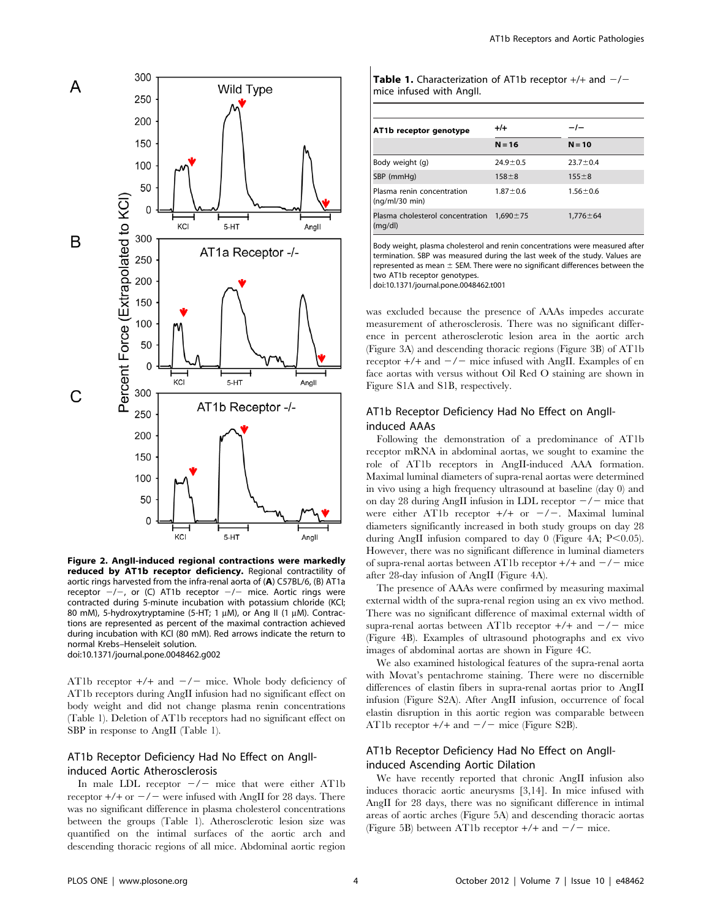**Figure 2. AngII-induced regional contractions were markedly reduced by AT1b receptor deficiency.** Regional contractility of aortic rings harvested from the infra-renal aorta of (**A**) C57BL/6, (B) AT1a receptor −/−, or (C) AT1b receptor −/− mice. Aortic rings were contracted during 5-minute incubation with potassium chloride (KCl; 80 mM), 5-hydroxytryptamine (5-HT; 1 µM), or Ang II (1 µM). Contractions are represented as percent of the maximal contraction achieved during incubation with KCl (80 mM). Red arrows indicate the return to normal Krebs–Henseleit solution.
doi:10.1371/journal.pone.0048462.g002

AT1b receptor +/+ and −/− mice. Whole body deficiency of AT1b receptors during AngII infusion had no significant effect on body weight and did not change plasma renin concentrations (Table 1). Deletion of AT1b receptors had no significant effect on SBP in response to AngII (Table 1).

## AT1b Receptor Deficiency Had No Effect on AngII-induced Aortic Atherosclerosis

In male LDL receptor −/− mice that were either AT1b receptor +/+ or −/− were infused with AngII for 28 days. There was no significant difference in plasma cholesterol concentrations between the groups (Table 1). Atherosclerotic lesion size was quantified on the intimal surfaces of the aortic arch and descending thoracic regions of all mice. Abdominal aortic region was excluded because the presence of AAAs impedes accurate measurement of atherosclerosis. There was no significant difference in percent atherosclerotic lesion area in the aortic arch (Figure 3A) and descending thoracic regions (Figure 3B) of AT1b receptor +/+ and −/− mice infused with AngII. Examples of en face aortas with versus without Oil Red O staining are shown in Figure S1A and S1B, respectively.

**Table 1.** Characterization of AT1b receptor +/+ and −/− mice infused with AngII.

| AT1b receptor genotype | +/+ | −/− |
| --- | --- | --- |
| | N = 16 | N = 10 |
| Body weight (g) | 24.9±0.5 | 23.7±0.4 |
| SBP (mmHg) | 158±8 | 155±8 |
| Plasma renin concentration (ng/ml/30 min) | 1.87±0.6 | 1.56±0.6 |
| Plasma cholesterol concentration (mg/dl) | 1,690±75 | 1,776±64 |

Body weight, plasma cholesterol and renin concentrations were measured after termination. SBP was measured during the last week of the study. Values are represented as mean ± SEM. There were no significant differences between the two AT1b receptor genotypes.
doi:10.1371/journal.pone.0048462.t001

## AT1b Receptor Deficiency Had No Effect on AngII-induced AAAs

Following the demonstration of a predominance of AT1b receptor mRNA in abdominal aortas, we sought to examine the role of AT1b receptors in AngII-induced AAA formation. Maximal luminal diameters of supra-renal aortas were determined in vivo using a high frequency ultrasound at baseline (day 0) and on day 28 during AngII infusion in LDL receptor −/− mice that were either AT1b receptor +/+ or −/−. Maximal luminal diameters significantly increased in both study groups on day 28 during AngII infusion compared to day 0 (Figure 4A; $P<0.05$). However, there was no significant difference in luminal diameters of supra-renal aortas between AT1b receptor +/+ and −/− mice after 28-day infusion of AngII (Figure 4A).

The presence of AAAs were confirmed by measuring maximal external width of the supra-renal region using an ex vivo method. There was no significant difference of maximal external width of supra-renal aortas between AT1b receptor +/+ and −/− mice (Figure 4B). Examples of ultrasound photographs and ex vivo images of abdominal aortas are shown in Figure 4C.

We also examined histological features of the supra-renal aorta with Movat's pentachrome staining. There were no discernible differences of elastin fibers in supra-renal aortas prior to AngII infusion (Figure S2A). After AngII infusion, occurrence of focal elastin disruption in this aortic region was comparable between AT1b receptor +/+ and −/− mice (Figure S2B).

## AT1b Receptor Deficiency Had No Effect on AngII-induced Ascending Aortic Dilation

We have recently reported that chronic AngII infusion also induces thoracic aortic aneurysms [3,14]. In mice infused with AngII for 28 days, there was no significant difference in intimal areas of aortic arches (Figure 5A) and descending thoracic aortas (Figure 5B) between AT1b receptor +/+ and −/− mice.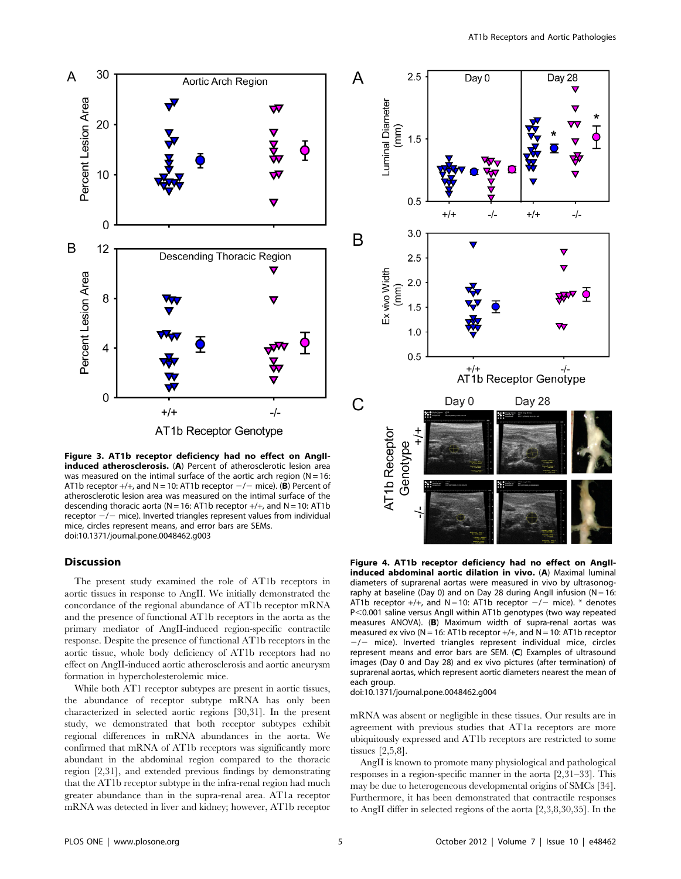**Figure 3. AT1b receptor deficiency had no effect on AngII-induced atherosclerosis.** (**A**) Percent of atherosclerotic lesion area was measured on the intimal surface of the aortic arch region (N = 16: AT1b receptor +/+, and N = 10: AT1b receptor −/− mice). (**B**) Percent of atherosclerotic lesion area was measured on the intimal surface of the descending thoracic aorta (N = 16: AT1b receptor +/+, and N = 10: AT1b receptor −/− mice). Inverted triangles represent values from individual mice, circles represent means, and error bars are SEMs.
doi:10.1371/journal.pone.0048462.g003

**Figure 4. AT1b receptor deficiency had no effect on AngII-induced abdominal aortic dilation in vivo.** (**A**) Maximal luminal diameters of suprarenal aortas were measured in vivo by ultrasonography at baseline (Day 0) and on Day 28 during AngII infusion (N = 16: AT1b receptor +/+, and N = 10: AT1b receptor −/− mice). * denotes $P < 0.001$ saline versus AngII within AT1b genotypes (two way repeated measures ANOVA). (**B**) Maximum width of supra-renal aortas was measured ex vivo (N = 16: AT1b receptor +/+, and N = 10: AT1b receptor −/− mice). Inverted triangles represent individual mice, circles represent means and error bars are SEM. (**C**) Examples of ultrasound images (Day 0 and Day 28) and ex vivo pictures (after termination) of suprarenal aortas, which represent aortic diameters nearest the mean of each group.
doi:10.1371/journal.pone.0048462.g004

## Discussion

The present study examined the role of AT1b receptors in aortic tissues in response to AngII. We initially demonstrated the concordance of the regional abundance of AT1b receptor mRNA and the presence of functional AT1b receptors in the aorta as the primary mediator of AngII-induced region-specific contractile response. Despite the presence of functional AT1b receptors in the aortic tissue, whole body deficiency of AT1b receptors had no effect on AngII-induced aortic atherosclerosis and aortic aneurysm formation in hypercholesterolemic mice.

While both AT1 receptor subtypes are present in aortic tissues, the abundance of receptor subtype mRNA has only been characterized in selected aortic regions [30,31]. In the present study, we demonstrated that both receptor subtypes exhibit regional differences in mRNA abundances in the aorta. We confirmed that mRNA of AT1b receptors was significantly more abundant in the abdominal region compared to the thoracic region [2,31], and extended previous findings by demonstrating that the AT1b receptor subtype in the infra-renal region had much greater abundance than in the supra-renal area. AT1a receptor mRNA was detected in liver and kidney; however, AT1b receptor mRNA was absent or negligible in these tissues. Our results are in agreement with previous studies that AT1a receptors are more ubiquitously expressed and AT1b receptors are restricted to some tissues [2,5,8].

AngII is known to promote many physiological and pathological responses in a region-specific manner in the aorta [2,31–33]. This may be due to heterogeneous developmental origins of SMCs [34]. Furthermore, it has been demonstrated that contractile responses to AngII differ in selected regions of the aorta [2,3,8,30,35]. In the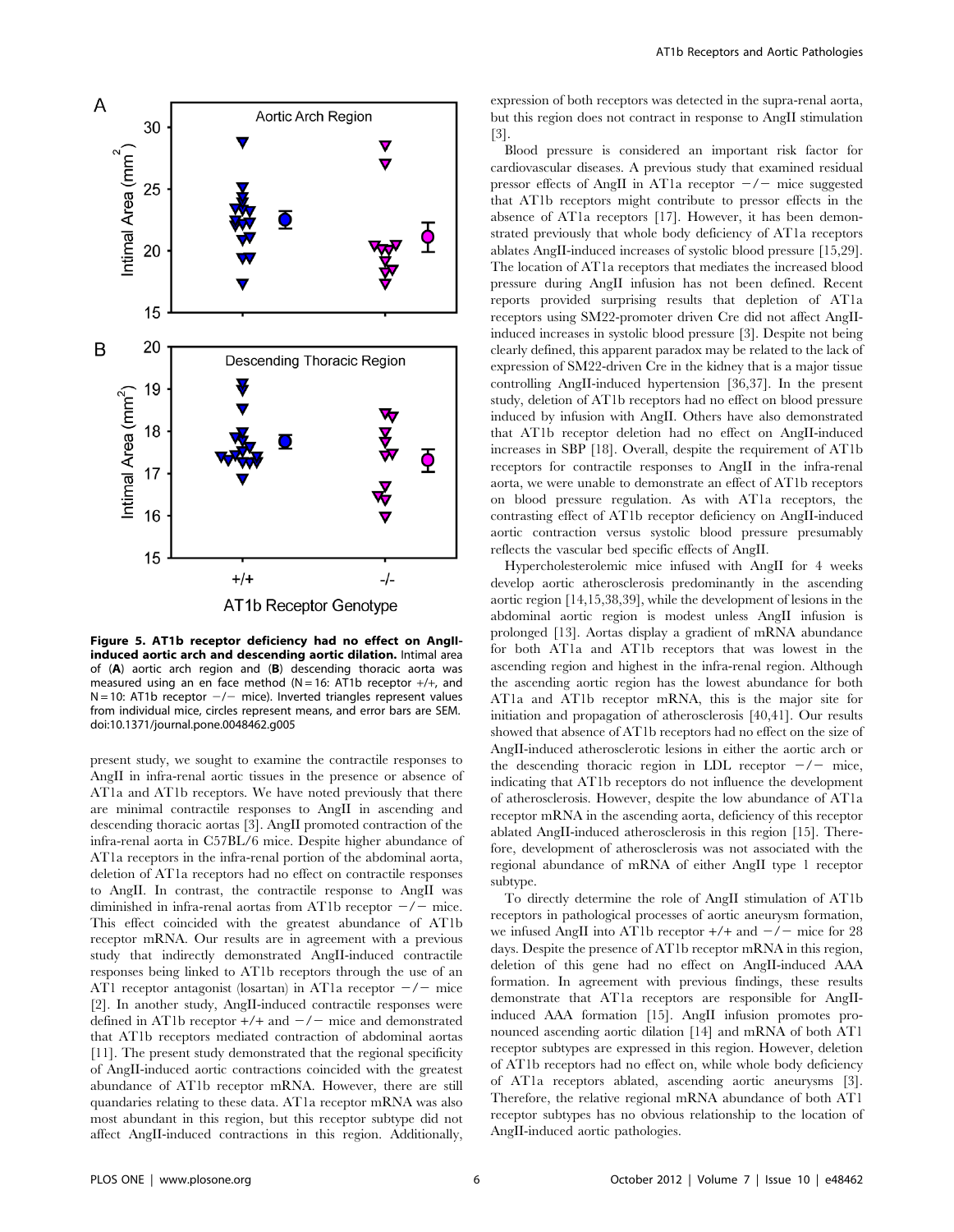**Figure 5. AT1b receptor deficiency had no effect on AngII-induced aortic arch and descending aortic dilation.** Intimal area of (**A**) aortic arch region and (**B**) descending thoracic aorta was measured using an en face method (N = 16: AT1b receptor +/+, and N = 10: AT1b receptor −/− mice). Inverted triangles represent values from individual mice, circles represent means, and error bars are SEM.
doi:10.1371/journal.pone.0048462.g005

present study, we sought to examine the contractile responses to AngII in infra-renal aortic tissues in the presence or absence of AT1a and AT1b receptors. We have noted previously that there are minimal contractile responses to AngII in ascending and descending thoracic aortas [3]. AngII promoted contraction of the infra-renal aorta in C57BL/6 mice. Despite higher abundance of AT1a receptors in the infra-renal portion of the abdominal aorta, deletion of AT1a receptors had no effect on contractile responses to AngII. In contrast, the contractile response to AngII was diminished in infra-renal aortas from AT1b receptor −/− mice. This effect coincided with the greatest abundance of AT1b receptor mRNA. Our results are in agreement with a previous study that indirectly demonstrated AngII-induced contractile responses being linked to AT1b receptors through the use of an AT1 receptor antagonist (losartan) in AT1a receptor −/− mice [2]. In another study, AngII-induced contractile responses were defined in AT1b receptor +/+ and −/− mice and demonstrated that AT1b receptors mediated contraction of abdominal aortas [11]. The present study demonstrated that the regional specificity of AngII-induced aortic contractions coincided with the greatest abundance of AT1b receptor mRNA. However, there are still quandaries relating to these data. AT1a receptor mRNA was also most abundant in this region, but this receptor subtype did not affect AngII-induced contractions in this region. Additionally, expression of both receptors was detected in the supra-renal aorta, but this region does not contract in response to AngII stimulation [3].

Blood pressure is considered an important risk factor for cardiovascular diseases. A previous study that examined residual pressor effects of AngII in AT1a receptor −/− mice suggested that AT1b receptors might contribute to pressor effects in the absence of AT1a receptors [17]. However, it has been demonstrated previously that whole body deficiency of AT1a receptors ablates AngII-induced increases of systolic blood pressure [15,29]. The location of AT1a receptors that mediates the increased blood pressure during AngII infusion has not been defined. Recent reports provided surprising results that depletion of AT1a receptors using SM22-promoter driven Cre did not affect AngII-induced increases in systolic blood pressure [3]. Despite not being clearly defined, this apparent paradox may be related to the lack of expression of SM22-driven Cre in the kidney that is a major tissue controlling AngII-induced hypertension [36,37]. In the present study, deletion of AT1b receptors had no effect on blood pressure induced by infusion with AngII. Others have also demonstrated that AT1b receptor deletion had no effect on AngII-induced increases in SBP [18]. Overall, despite the requirement of AT1b receptors for contractile responses to AngII in the infra-renal aorta, we were unable to demonstrate an effect of AT1b receptors on blood pressure regulation. As with AT1a receptors, the contrasting effect of AT1b receptor deficiency on AngII-induced aortic contraction versus systolic blood pressure presumably reflects the vascular bed specific effects of AngII.

Hypercholesterolemic mice infused with AngII for 4 weeks develop aortic atherosclerosis predominantly in the ascending aortic region [14,15,38,39], while the development of lesions in the abdominal aortic region is modest unless AngII infusion is prolonged [13]. Aortas display a gradient of mRNA abundance for both AT1a and AT1b receptors that was lowest in the ascending region and highest in the infra-renal region. Although the ascending aortic region has the lowest abundance for both AT1a and AT1b receptor mRNA, this is the major site for initiation and propagation of atherosclerosis [40,41]. Our results showed that absence of AT1b receptors had no effect on the size of AngII-induced atherosclerotic lesions in either the aortic arch or the descending thoracic region in LDL receptor −/− mice, indicating that AT1b receptors do not influence the development of atherosclerosis. However, despite the low abundance of AT1a receptor mRNA in the ascending aorta, deficiency of this receptor ablated AngII-induced atherosclerosis in this region [15]. Therefore, development of atherosclerosis was not associated with the regional abundance of mRNA of either AngII type 1 receptor subtype.

To directly determine the role of AngII stimulation of AT1b receptors in pathological processes of aortic aneurysm formation, we infused AngII into AT1b receptor +/+ and −/− mice for 28 days. Despite the presence of AT1b receptor mRNA in this region, deletion of this gene had no effect on AngII-induced AAA formation. In agreement with previous findings, these results demonstrate that AT1a receptors are responsible for AngII-induced AAA formation [15]. AngII infusion promotes pronounced ascending aortic dilation [14] and mRNA of both AT1 receptor subtypes are expressed in this region. However, deletion of AT1b receptors had no effect on, while whole body deficiency of AT1a receptors ablated, ascending aortic aneurysms [3]. Therefore, the relative regional mRNA abundance of both AT1 receptor subtypes has no obvious relationship to the location of AngII-induced aortic pathologies.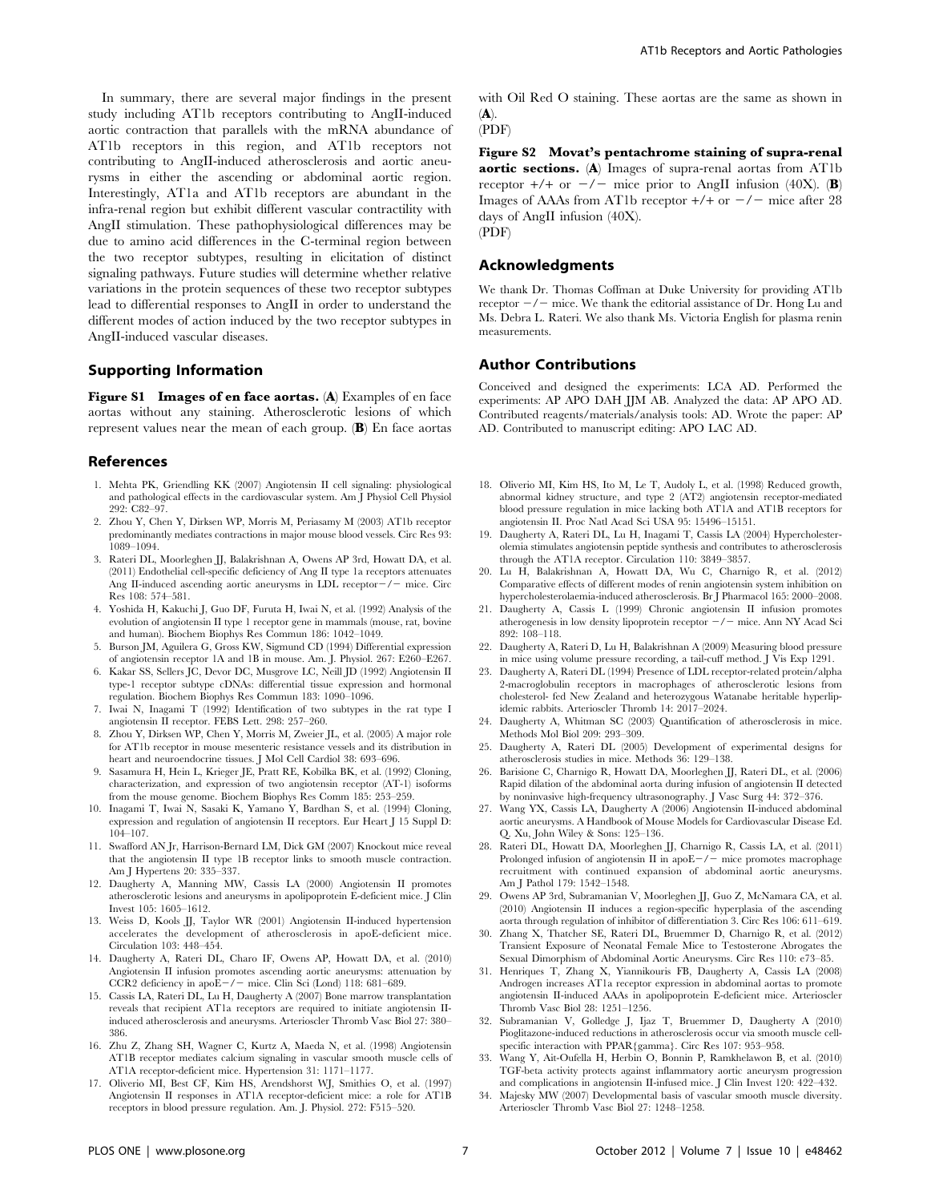In summary, there are several major findings in the present study including AT1b receptors contributing to AngII-induced aortic contraction that parallels with the mRNA abundance of AT1b receptors in this region, and AT1b receptors not contributing to AngII-induced atherosclerosis and aortic aneurysms in either the ascending or abdominal aortic region. Interestingly, AT1a and AT1b receptors are abundant in the infra-renal region but exhibit different vascular contractility with AngII stimulation. These pathophysiological differences may be due to amino acid differences in the C-terminal region between the two receptor subtypes, resulting in elicitation of distinct signaling pathways. Future studies will determine whether relative variations in the protein sequences of these two receptor subtypes lead to differential responses to AngII in order to understand the different modes of action induced by the two receptor subtypes in AngII-induced vascular diseases.

## Supporting Information

**Figure S1 Images of en face aortas.** (**A**) Examples of en face aortas without any staining. Atherosclerotic lesions of which represent values near the mean of each group. (**B**) En face aortas with Oil Red O staining. These aortas are the same as shown in (**A**).
(PDF)

**Figure S2 Movat's pentachrome staining of supra-renal aortic sections.** (**A**) Images of supra-renal aortas from AT1b receptor +/+ or −/− mice prior to AngII infusion (40X). (**B**) Images of AAAs from AT1b receptor +/+ or −/− mice after 28 days of AngII infusion (40X).
(PDF)

## Acknowledgments

We thank Dr. Thomas Coffman at Duke University for providing AT1b receptor −/− mice. We thank the editorial assistance of Dr. Hong Lu and Ms. Debra L. Rateri. We also thank Ms. Victoria English for plasma renin measurements.

## Author Contributions

Conceived and designed the experiments: LCA AD. Performed the experiments: AP APO DAH JJM AB. Analyzed the data: AP APO AD. Contributed reagents/materials/analysis tools: AD. Wrote the paper: AP AD. Contributed to manuscript editing: APO LAC AD.

## References

1. Mehta PK, Griendling KK (2007) Angiotensin II cell signaling: physiological and pathological effects in the cardiovascular system. Am J Physiol Cell Physiol 292: C82–97.
2. Zhou Y, Chen Y, Dirksen WP, Morris M, Periasamy M (2003) AT1b receptor predominantly mediates contractions in major mouse blood vessels. Circ Res 93: 1089–1094.
3. Rateri DL, Moorleghen JJ, Balakrishnan A, Owens AP 3rd, Howatt DA, et al. (2011) Endothelial cell-specific deficiency of Ang II type 1a receptors attenuates Ang II-induced ascending aortic aneurysms in LDL receptor−/− mice. Circ Res 108: 574–581.
4. Yoshida H, Kakuchi J, Guo DF, Furuta H, Iwai N, et al. (1992) Analysis of the evolution of angiotensin II type 1 receptor gene in mammals (mouse, rat, bovine and human). Biochem Biophys Res Commun 186: 1042–1049.
5. Burson JM, Aguilera G, Gross KW, Sigmund CD (1994) Differential expression of angiotensin receptor 1A and 1B in mouse. Am. J. Physiol. 267: E260–E267.
6. Kakar SS, Sellers JC, Devor DC, Musgrove LC, Neill JD (1992) Angiotensin II type-1 receptor subtype cDNAs: differential tissue expression and hormonal regulation. Biochem Biophys Res Commun 183: 1090–1096.
7. Iwai N, Inagami T (1992) Identification of two subtypes in the rat type I angiotensin II receptor. FEBS Lett. 298: 257–260.
8. Zhou Y, Dirksen WP, Chen Y, Morris M, Zweier JL, et al. (2005) A major role for AT1b receptor in mouse mesenteric resistance vessels and its distribution in heart and neuroendocrine tissues. J Mol Cell Cardiol 38: 693–696.
9. Sasamura H, Hein L, Krieger JE, Pratt RE, Kobilka BK, et al. (1992) Cloning, characterization, and expression of two angiotensin receptor (AT-1) isoforms from the mouse genome. Biochem Biophys Res Comm 185: 253–259.
10. Inagami T, Iwai N, Sasaki K, Yamano Y, Bardhan S, et al. (1994) Cloning, expression and regulation of angiotensin II receptors. Eur Heart J 15 Suppl D: 104–107.
11. Swafford AN Jr, Harrison-Bernard LM, Dick GM (2007) Knockout mice reveal that the angiotensin II type 1B receptor links to smooth muscle contraction. Am J Hypertens 20: 335–337.
12. Daugherty A, Manning MW, Cassis LA (2000) Angiotensin II promotes atherosclerotic lesions and aneurysms in apolipoprotein E-deficient mice. J Clin Invest 105: 1605–1612.
13. Weiss D, Kools JJ, Taylor WR (2001) Angiotensin II-induced hypertension accelerates the development of atherosclerosis in apoE-deficient mice. Circulation 103: 448–454.
14. Daugherty A, Rateri DL, Charo IF, Owens AP, Howatt DA, et al. (2010) Angiotensin II infusion promotes ascending aortic aneurysms: attenuation by CCR2 deficiency in apoE−/− mice. Clin Sci (Lond) 118: 681–689.
15. Cassis LA, Rateri DL, Lu H, Daugherty A (2007) Bone marrow transplantation reveals that recipient AT1a receptors are required to initiate angiotensin II-induced atherosclerosis and aneurysms. Arterioscler Thromb Vasc Biol 27: 380–386.
16. Zhu Z, Zhang SH, Wagner C, Kurtz A, Maeda N, et al. (1998) Angiotensin AT1B receptor mediates calcium signaling in vascular smooth muscle cells of AT1A receptor-deficient mice. Hypertension 31: 1171–1177.
17. Oliverio MI, Best CF, Kim HS, Arendshorst WJ, Smithies O, et al. (1997) Angiotensin II responses in AT1A receptor-deficient mice: a role for AT1B receptors in blood pressure regulation. Am. J. Physiol. 272: F515–520.
18. Oliverio MI, Kim HS, Ito M, Le T, Audoly L, et al. (1998) Reduced growth, abnormal kidney structure, and type 2 (AT2) angiotensin receptor-mediated blood pressure regulation in mice lacking both AT1A and AT1B receptors for angiotensin II. Proc Natl Acad Sci USA 95: 15496–15151.
19. Daugherty A, Rateri DL, Lu H, Inagami T, Cassis LA (2004) Hypercholesterolemia stimulates angiotensin peptide synthesis and contributes to atherosclerosis through the AT1A receptor. Circulation 110: 3849–3857.
20. Lu H, Balakrishnan A, Howatt DA, Wu C, Charnigo R, et al. (2012) Comparative effects of different modes of renin angiotensin system inhibition on hypercholesterolaemia-induced atherosclerosis. Br J Pharmacol 165: 2000–2008.
21. Daugherty A, Cassis L (1999) Chronic angiotensin II infusion promotes atherogenesis in low density lipoprotein receptor −/− mice. Ann NY Acad Sci 892: 108–118.
22. Daugherty A, Rateri D, Lu H, Balakrishnan A (2009) Measuring blood pressure in mice using volume pressure recording, a tail-cuff method. J Vis Exp 1291.
23. Daugherty A, Rateri DL (1994) Presence of LDL receptor-related protein/alpha 2-macroglobulin receptors in macrophages of atherosclerotic lesions from cholesterol- fed New Zealand and heterozygous Watanabe heritable hyperlipidemic rabbits. Arterioscler Thromb 14: 2017–2024.
24. Daugherty A, Whitman SC (2003) Quantification of atherosclerosis in mice. Methods Mol Biol 209: 293–309.
25. Daugherty A, Rateri DL (2005) Development of experimental designs for atherosclerosis studies in mice. Methods 36: 129–138.
26. Barisione C, Charnigo R, Howatt DA, Moorleghen JJ, Rateri DL, et al. (2006) Rapid dilation of the abdominal aorta during infusion of angiotensin II detected by noninvasive high-frequency ultrasonography. J Vasc Surg 44: 372–376.
27. Wang YX, Cassis LA, Daugherty A (2006) Angiotensin II-induced abdominal aortic aneurysms. A Handbook of Mouse Models for Cardiovascular Disease Ed. Q. Xu, John Wiley & Sons: 125–136.
28. Rateri DL, Howatt DA, Moorleghen JJ, Charnigo R, Cassis LA, et al. (2011) Prolonged infusion of angiotensin II in apoE−/− mice promotes macrophage recruitment with continued expansion of abdominal aortic aneurysms. Am J Pathol 179: 1542–1548.
29. Owens AP 3rd, Subramanian V, Moorleghen JJ, Guo Z, McNamara CA, et al. (2010) Angiotensin II induces a region-specific hyperplasia of the ascending aorta through regulation of inhibitor of differentiation 3. Circ Res 106: 611–619.
30. Zhang X, Thatcher SE, Rateri DL, Bruemmer D, Charnigo R, et al. (2012) Transient Exposure of Neonatal Female Mice to Testosterone Abrogates the Sexual Dimorphism of Abdominal Aortic Aneurysms. Circ Res 110: e73–85.
31. Henriques T, Zhang X, Yiannikouris FB, Daugherty A, Cassis LA (2008) Androgen increases AT1a receptor expression in abdominal aortas to promote angiotensin II-induced AAAs in apolipoprotein E-deficient mice. Arterioscler Thromb Vasc Biol 28: 1251–1256.
32. Subramanian V, Golledge J, Ijaz T, Bruemmer D, Daugherty A (2010) Pioglitazone-induced reductions in atherosclerosis occur via smooth muscle cell-specific interaction with PPAR{gamma}. Circ Res 107: 953–958.
33. Wang Y, Ait-Oufella H, Herbin O, Bonnin P, Ramkhelawon B, et al. (2010) TGF-beta activity protects against inflammatory aortic aneurysm progression and complications in angiotensin II-infused mice. J Clin Invest 120: 422–432.
34. Majesky MW (2007) Developmental basis of vascular smooth muscle diversity. Arterioscler Thromb Vasc Biol 27: 1248–1258.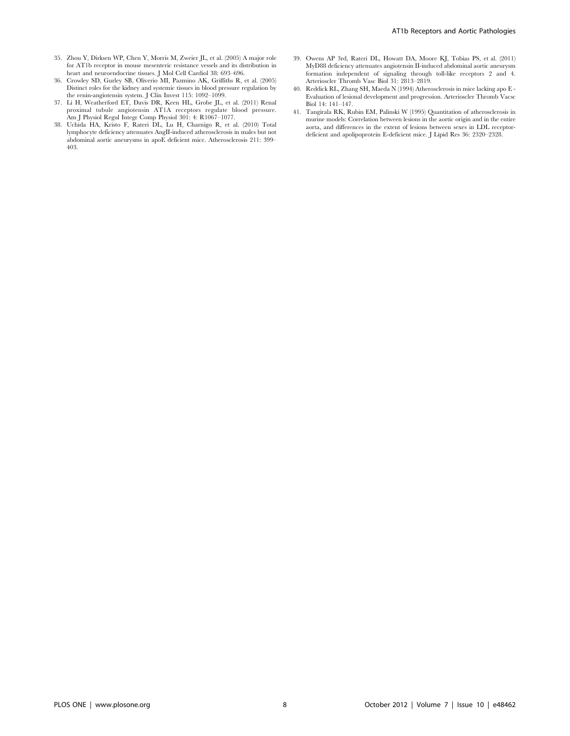35. Zhou Y, Dirksen WP, Chen Y, Morris M, Zweier JL, et al. (2005) A major role for AT1b receptor in mouse mesenteric resistance vessels and its distribution in heart and neuroendocrine tissues. J Mol Cell Cardiol 38: 693–696.
36. Crowley SD, Gurley SB, Oliverio MI, Pazmino AK, Griffiths R, et al. (2005) Distinct roles for the kidney and systemic tissues in blood pressure regulation by the renin-angiotensin system. J Clin Invest 115: 1092–1099.
37. Li H, Weatherford ET, Davis DR, Keen HL, Grobe JL, et al. (2011) Renal proximal tubule angiotensin AT1A receptors regulate blood pressure. Am J Physiol Regul Integr Comp Physiol 301: 4: R1067–1077.
38. Uchida HA, Kristo F, Rateri DL, Lu H, Charnigo R, et al. (2010) Total lymphocyte deficiency attenuates AngII-induced atherosclerosis in males but not abdominal aortic aneurysms in apoE deficient mice. Atherosclerosis 211: 399–403.
39. Owens AP 3rd, Rateri DL, Howatt DA, Moore KJ, Tobias PS, et al. (2011) MyD88 deficiency attenuates angiotensin II-induced abdominal aortic aneurysm formation independent of signaling through toll-like receptors 2 and 4. Arterioscler Thromb Vasc Biol 31: 2813–2819.
40. Reddick RL, Zhang SH, Maeda N (1994) Atherosclerosis in mice lacking apo E - Evaluation of lesional development and progression. Arterioscler Thromb Vacsc Biol 14: 141–147.
41. Tangirala RK, Rubin EM, Palinski W (1995) Quantitation of atherosclerosis in murine models: Correlation between lesions in the aortic origin and in the entire aorta, and differences in the extent of lesions between sexes in LDL receptor-deficient and apolipoprotein E-deficient mice. J Lipid Res 36: 2320–2328.